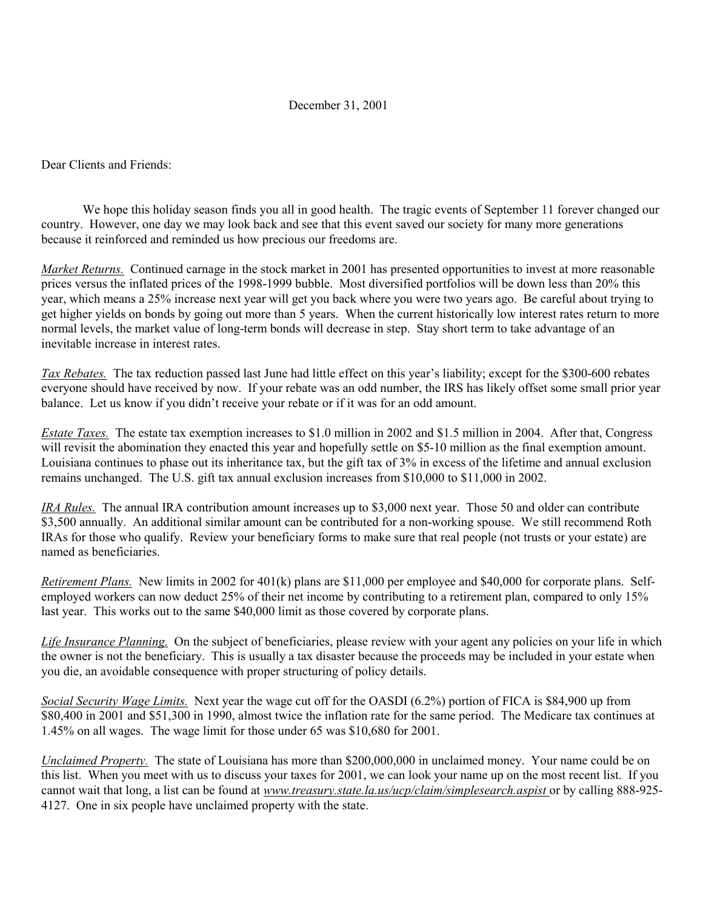December 31, 2001

Dear Clients and Friends:

We hope this holiday season finds you all in good health. The tragic events of September 11 forever changed our country. However, one day we may look back and see that this event saved our society for many more generations because it reinforced and reminded us how precious our freedoms are.

*Market Returns.* Continued carnage in the stock market in 2001 has presented opportunities to invest at more reasonable prices versus the inflated prices of the 1998-1999 bubble. Most diversified portfolios will be down less than 20% this year, which means a 25% increase next year will get you back where you were two years ago. Be careful about trying to get higher yields on bonds by going out more than 5 years. When the current historically low interest rates return to more normal levels, the market value of long-term bonds will decrease in step. Stay short term to take advantage of an inevitable increase in interest rates.

*Tax Rebates.* The tax reduction passed last June had little effect on this year's liability; except for the $300-600 rebates everyone should have received by now. If your rebate was an odd number, the IRS has likely offset some small prior year balance. Let us know if you didn't receive your rebate or if it was for an odd amount.

*Estate Taxes.* The estate tax exemption increases to $1.0 million in 2002 and $1.5 million in 2004. After that, Congress will revisit the abomination they enacted this year and hopefully settle on $5-10 million as the final exemption amount. Louisiana continues to phase out its inheritance tax, but the gift tax of 3% in excess of the lifetime and annual exclusion remains unchanged. The U.S. gift tax annual exclusion increases from $10,000 to $11,000 in 2002.

*IRA Rules.* The annual IRA contribution amount increases up to $3,000 next year. Those 50 and older can contribute $3,500 annually. An additional similar amount can be contributed for a non-working spouse. We still recommend Roth IRAs for those who qualify. Review your beneficiary forms to make sure that real people (not trusts or your estate) are named as beneficiaries.

*Retirement Plans.* New limits in 2002 for 401(k) plans are $11,000 per employee and $40,000 for corporate plans. Self-employed workers can now deduct 25% of their net income by contributing to a retirement plan, compared to only 15% last year. This works out to the same $40,000 limit as those covered by corporate plans.

*Life Insurance Planning.* On the subject of beneficiaries, please review with your agent any policies on your life in which the owner is not the beneficiary. This is usually a tax disaster because the proceeds may be included in your estate when you die, an avoidable consequence with proper structuring of policy details.

*Social Security Wage Limits.* Next year the wage cut off for the OASDI (6.2%) portion of FICA is $84,900 up from $80,400 in 2001 and $51,300 in 1990, almost twice the inflation rate for the same period. The Medicare tax continues at 1.45% on all wages. The wage limit for those under 65 was $10,680 for 2001.

*Unclaimed Property.* The state of Louisiana has more than $200,000,000 in unclaimed money. Your name could be on this list. When you meet with us to discuss your taxes for 2001, we can look your name up on the most recent list. If you cannot wait that long, a list can be found at *www.treasury.state.la.us/ucp/claim/simplesearch.aspist* or by calling 888-925-4127. One in six people have unclaimed property with the state.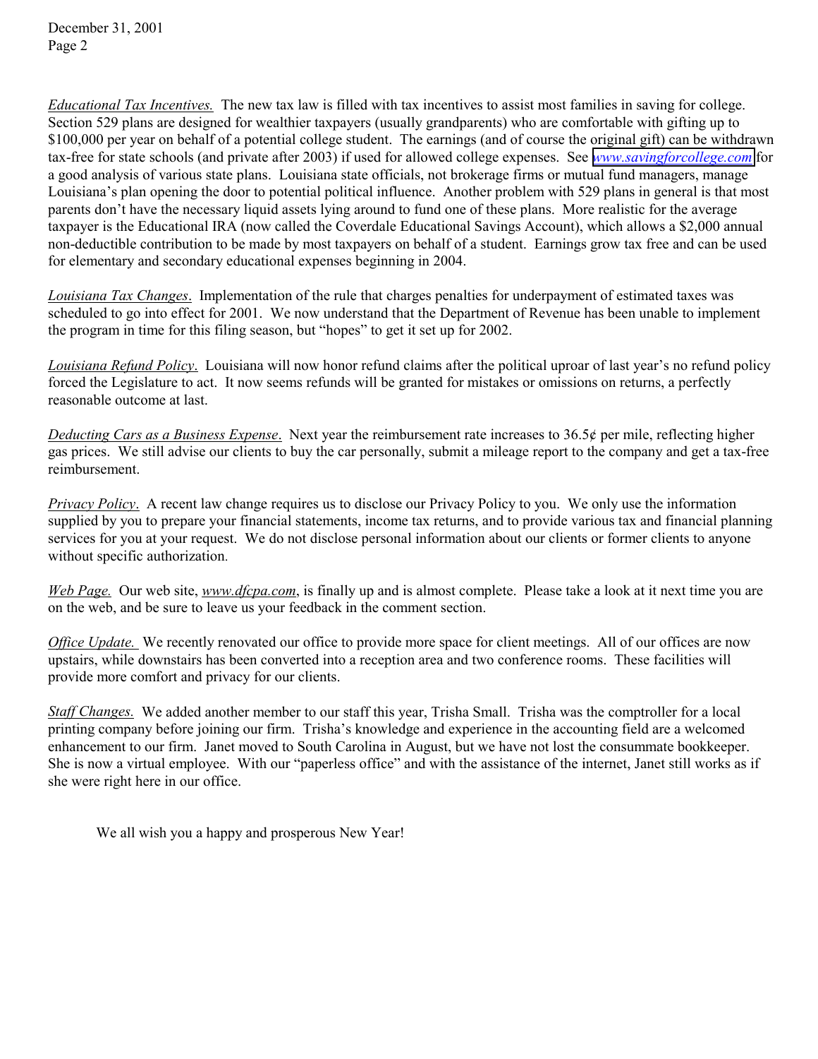*Educational Tax Incentives.* The new tax law is filled with tax incentives to assist most families in saving for college. Section 529 plans are designed for wealthier taxpayers (usually grandparents) who are comfortable with gifting up to $100,000 per year on behalf of a potential college student. The earnings (and of course the original gift) can be withdrawn tax-free for state schools (and private after 2003) if used for allowed college expenses. See *www.savingforcollege.com* for a good analysis of various state plans. Louisiana state officials, not brokerage firms or mutual fund managers, manage Louisiana's plan opening the door to potential political influence. Another problem with 529 plans in general is that most parents don't have the necessary liquid assets lying around to fund one of these plans. More realistic for the average taxpayer is the Educational IRA (now called the Coverdale Educational Savings Account), which allows a $2,000 annual non-deductible contribution to be made by most taxpayers on behalf of a student. Earnings grow tax free and can be used for elementary and secondary educational expenses beginning in 2004.

*Louisiana Tax Changes*. Implementation of the rule that charges penalties for underpayment of estimated taxes was scheduled to go into effect for 2001. We now understand that the Department of Revenue has been unable to implement the program in time for this filing season, but "hopes" to get it set up for 2002.

*Louisiana Refund Policy*. Louisiana will now honor refund claims after the political uproar of last year's no refund policy forced the Legislature to act. It now seems refunds will be granted for mistakes or omissions on returns, a perfectly reasonable outcome at last.

*Deducting Cars as a Business Expense*. Next year the reimbursement rate increases to 36.5¢ per mile, reflecting higher gas prices. We still advise our clients to buy the car personally, submit a mileage report to the company and get a tax-free reimbursement.

*Privacy Policy*. A recent law change requires us to disclose our Privacy Policy to you. We only use the information supplied by you to prepare your financial statements, income tax returns, and to provide various tax and financial planning services for you at your request. We do not disclose personal information about our clients or former clients to anyone without specific authorization.

*Web Page.* Our web site, *www.dfcpa.com*, is finally up and is almost complete. Please take a look at it next time you are on the web, and be sure to leave us your feedback in the comment section.

*Office Update.* We recently renovated our office to provide more space for client meetings. All of our offices are now upstairs, while downstairs has been converted into a reception area and two conference rooms. These facilities will provide more comfort and privacy for our clients.

*Staff Changes.* We added another member to our staff this year, Trisha Small. Trisha was the comptroller for a local printing company before joining our firm. Trisha's knowledge and experience in the accounting field are a welcomed enhancement to our firm. Janet moved to South Carolina in August, but we have not lost the consummate bookkeeper. She is now a virtual employee. With our "paperless office" and with the assistance of the internet, Janet still works as if she were right here in our office.

We all wish you a happy and prosperous New Year!